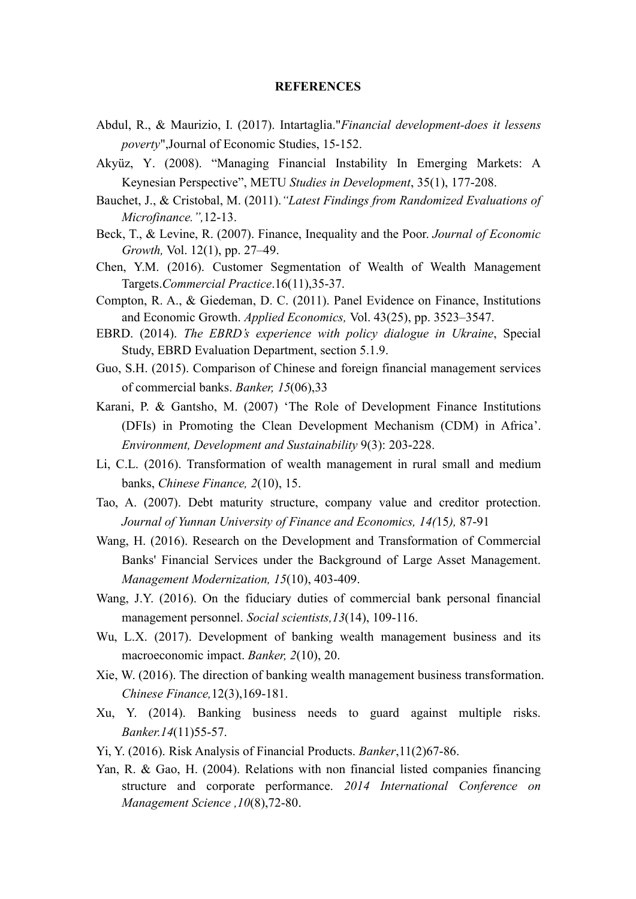# REFERENCES

Abdul, R., & Maurizio, I. (2017). Intartaglia."*Financial development-does it lessens poverty*",Journal of Economic Studies, 15-152.

Akyüz, Y. (2008). "Managing Financial Instability In Emerging Markets: A Keynesian Perspective", METU *Studies in Development*, 35(1), 177-208.

Bauchet, J., & Cristobal, M. (2011).*"Latest Findings from Randomized Evaluations of Microfinance.",*12-13.

Beck, T., & Levine, R. (2007). Finance, Inequality and the Poor. *Journal of Economic Growth,* Vol. 12(1), pp. 27–49.

Chen, Y.M. (2016). Customer Segmentation of Wealth of Wealth Management Targets.*Commercial Practice*.16(11),35-37.

Compton, R. A., & Giedeman, D. C. (2011). Panel Evidence on Finance, Institutions and Economic Growth. *Applied Economics,* Vol. 43(25), pp. 3523–3547.

EBRD. (2014). *The EBRD's experience with policy dialogue in Ukraine*, Special Study, EBRD Evaluation Department, section 5.1.9.

Guo, S.H. (2015). Comparison of Chinese and foreign financial management services of commercial banks. *Banker, 15*(06),33

Karani, P. & Gantsho, M. (2007) 'The Role of Development Finance Institutions (DFIs) in Promoting the Clean Development Mechanism (CDM) in Africa'. *Environment, Development and Sustainability* 9(3): 203-228.

Li, C.L. (2016). Transformation of wealth management in rural small and medium banks, *Chinese Finance, 2*(10), 15.

Tao, A. (2007). Debt maturity structure, company value and creditor protection. *Journal of Yunnan University of Finance and Economics, 14(*15*),* 87-91

Wang, H. (2016). Research on the Development and Transformation of Commercial Banks' Financial Services under the Background of Large Asset Management. *Management Modernization, 15*(10), 403-409.

Wang, J.Y. (2016). On the fiduciary duties of commercial bank personal financial management personnel. *Social scientists,13*(14), 109-116.

Wu, L.X. (2017). Development of banking wealth management business and its macroeconomic impact. *Banker, 2*(10), 20.

Xie, W. (2016). The direction of banking wealth management business transformation. *Chinese Finance,*12(3),169-181.

Xu, Y. (2014). Banking business needs to guard against multiple risks. *Banker.14*(11)55-57.

Yi, Y. (2016). Risk Analysis of Financial Products. *Banker*,11(2)67-86.

Yan, R. & Gao, H. (2004). Relations with non financial listed companies financing structure and corporate performance. *2014 International Conference on Management Science ,10*(8),72-80.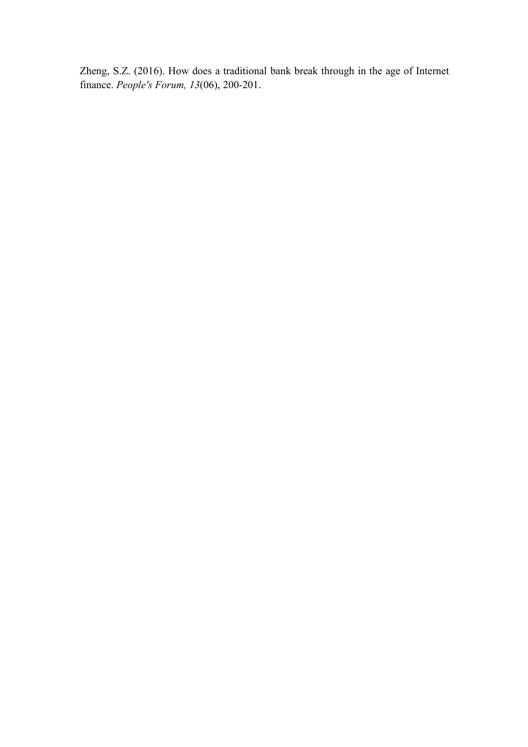Zheng, S.Z. (2016). How does a traditional bank break through in the age of Internet finance. *People's Forum, 13*(06), 200-201.